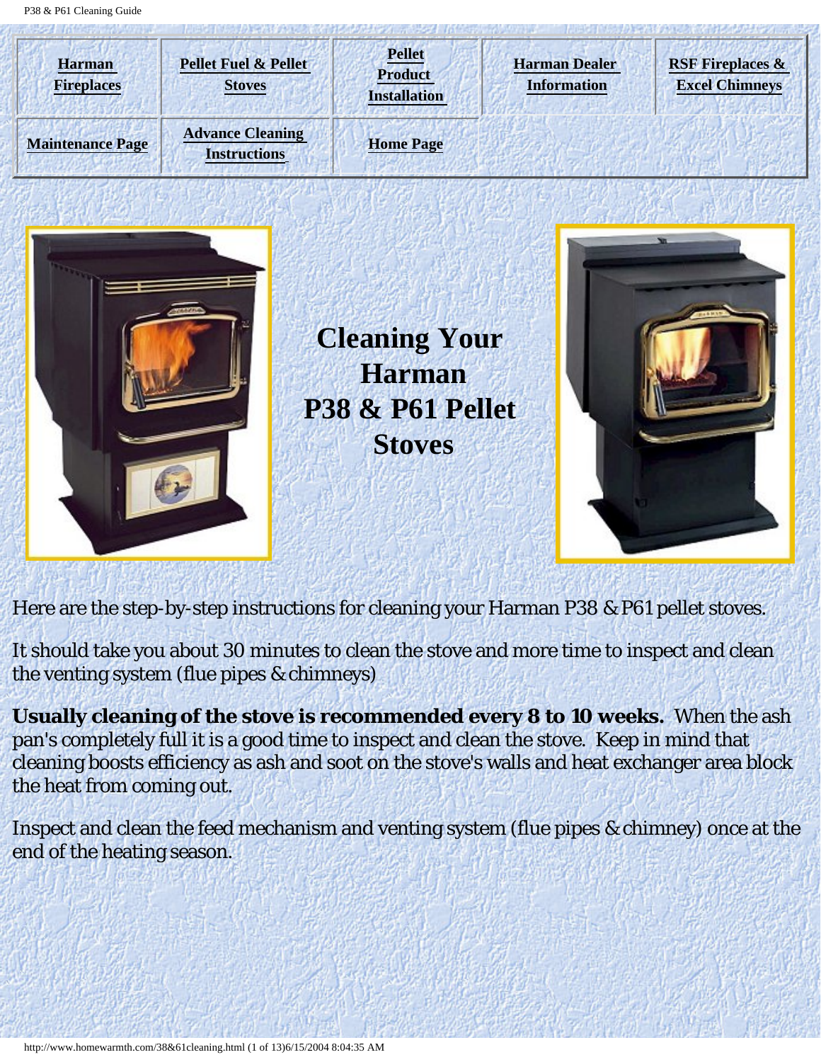| Harman Fireplaces | Pellet Fuel & Pellet Stoves | Pellet Product Installation | Harman Dealer Information | RSF Fireplaces & Excel Chimneys |
| --- | --- | --- | --- | --- |
| Maintenance Page | Advance Cleaning Instructions | Home Page | | |

# Cleaning Your Harman P38 & P61 Pellet Stoves

Here are the step-by-step instructions for cleaning your Harman P38 & P61 pellet stoves.

It should take you about 30 minutes to clean the stove and more time to inspect and clean the venting system (flue pipes & chimneys)

**Usually cleaning of the stove is recommended every 8 to 10 weeks.** When the ash pan's completely full it is a good time to inspect and clean the stove. Keep in mind that cleaning boosts efficiency as ash and soot on the stove's walls and heat exchanger area block the heat from coming out.

Inspect and clean the feed mechanism and venting system (flue pipes & chimney) once at the end of the heating season.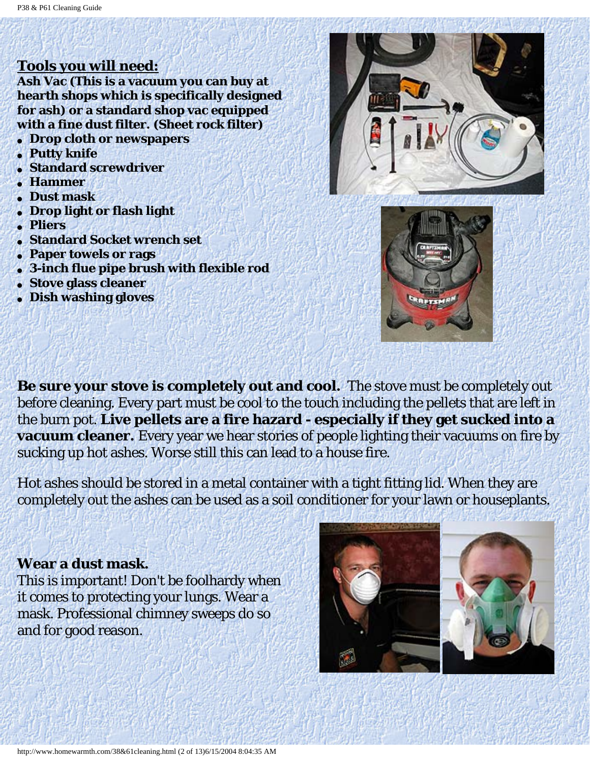## Tools you will need:

**Ash Vac (This is a vacuum you can buy at hearth shops which is specifically designed for ash) or a standard shop vac equipped with a fine dust filter. (Sheet rock filter)**

- **Drop cloth or newspapers**
- **Putty knife**
- **Standard screwdriver**
- **Hammer**
- **Dust mask**
- **Drop light or flash light**
- **Pliers**
- **Standard Socket wrench set**
- **Paper towels or rags**
- **3-inch flue pipe brush with flexible rod**
- **Stove glass cleaner**
- **Dish washing gloves**

**Be sure your stove is completely out and cool.** The stove must be completely out before cleaning. Every part must be cool to the touch including the pellets that are left in the burn pot. **Live pellets are a fire hazard - especially if they get sucked into a vacuum cleaner.** Every year we hear stories of people lighting their vacuums on fire by sucking up hot ashes. Worse still this can lead to a house fire.

Hot ashes should be stored in a metal container with a tight fitting lid. When they are completely out the ashes can be used as a soil conditioner for your lawn or houseplants.

**Wear a dust mask.**
This is important! Don't be foolhardy when it comes to protecting your lungs. Wear a mask. Professional chimney sweeps do so and for good reason.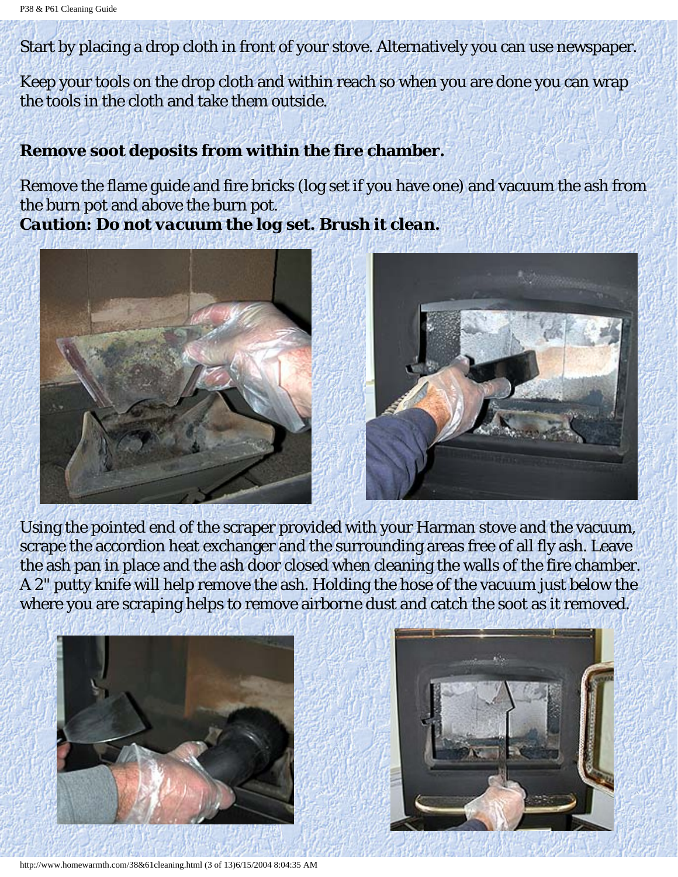Start by placing a drop cloth in front of your stove. Alternatively you can use newspaper.

Keep your tools on the drop cloth and within reach so when you are done you can wrap the tools in the cloth and take them outside.

**Remove soot deposits from within the fire chamber.**

Remove the flame guide and fire bricks (log set if you have one) and vacuum the ash from the burn pot and above the burn pot.
***Caution: Do not vacuum the log set. Brush it clean.***

Using the pointed end of the scraper provided with your Harman stove and the vacuum, scrape the accordion heat exchanger and the surrounding areas free of all fly ash. Leave the ash pan in place and the ash door closed when cleaning the walls of the fire chamber. A 2" putty knife will help remove the ash. Holding the hose of the vacuum just below the where you are scraping helps to remove airborne dust and catch the soot as it removed.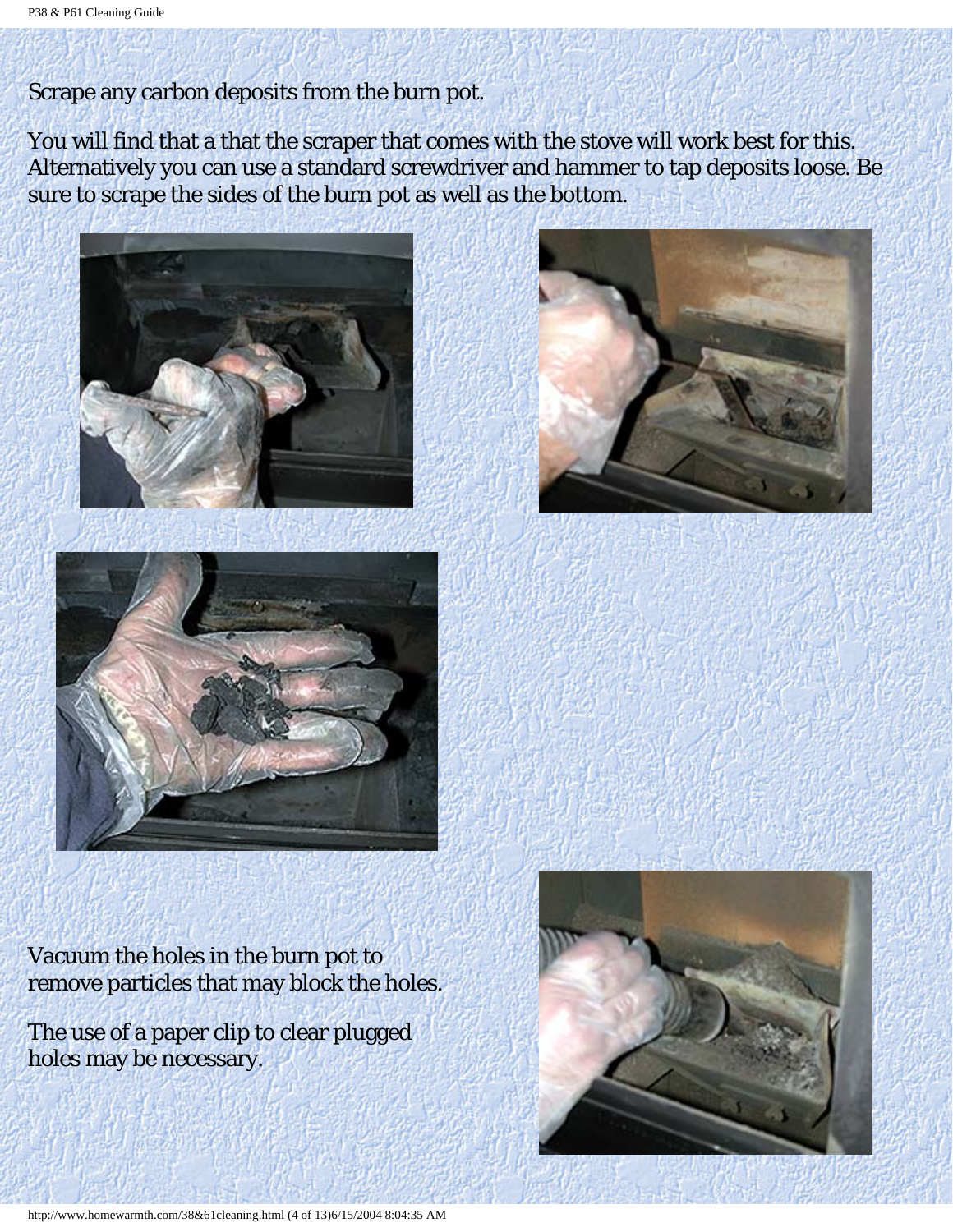Scrape any carbon deposits from the burn pot.

You will find that a that the scraper that comes with the stove will work best for this. Alternatively you can use a standard screwdriver and hammer to tap deposits loose. Be sure to scrape the sides of the burn pot as well as the bottom.

Vacuum the holes in the burn pot to remove particles that may block the holes.

The use of a paper clip to clear plugged holes may be necessary.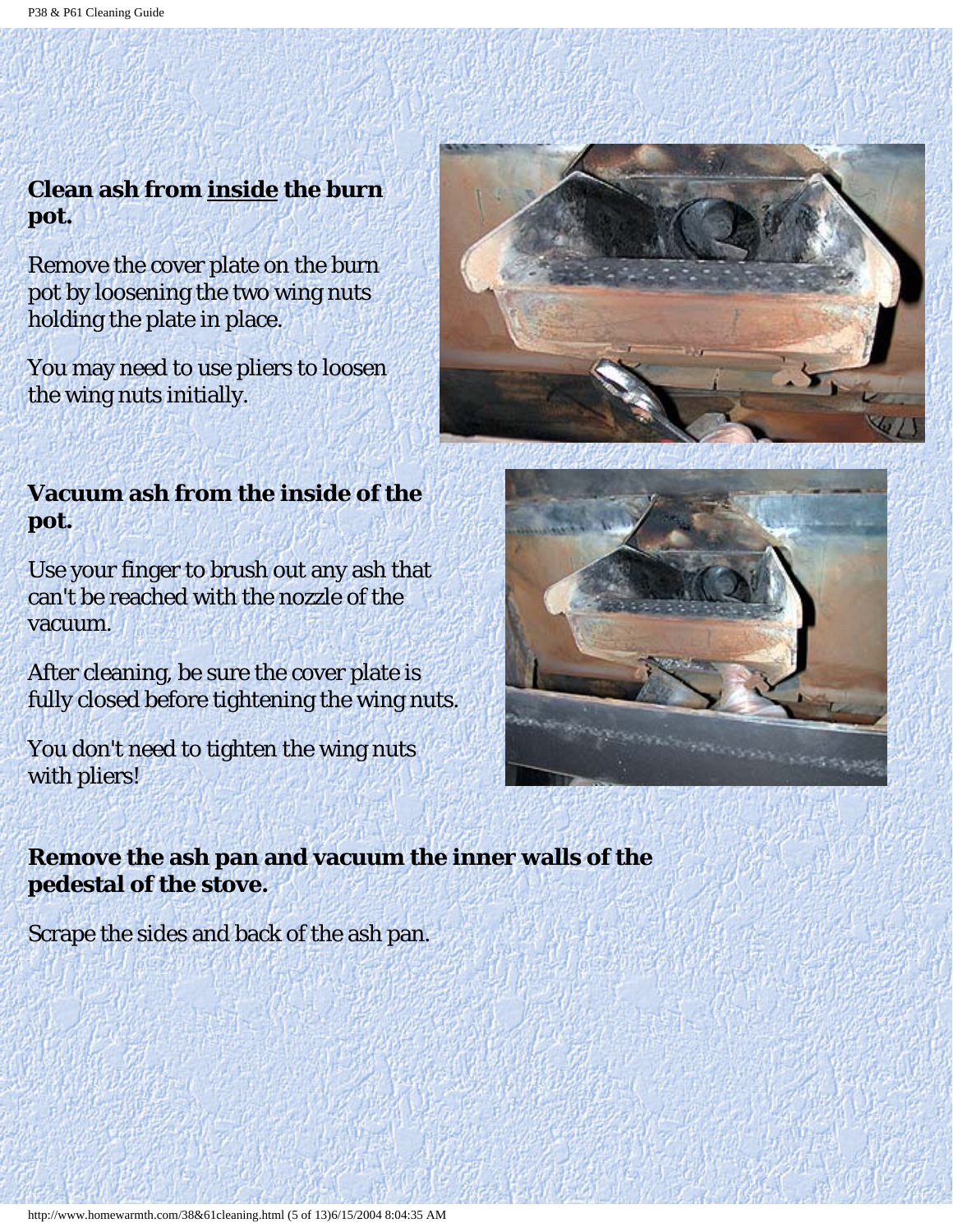**Clean ash from inside the burn pot.**

Remove the cover plate on the burn pot by loosening the two wing nuts holding the plate in place.

You may need to use pliers to loosen the wing nuts initially.

**Vacuum ash from the inside of the pot.**

Use your finger to brush out any ash that can't be reached with the nozzle of the vacuum.

After cleaning, be sure the cover plate is fully closed before tightening the wing nuts.

You don't need to tighten the wing nuts with pliers!

**Remove the ash pan and vacuum the inner walls of the pedestal of the stove.**

Scrape the sides and back of the ash pan.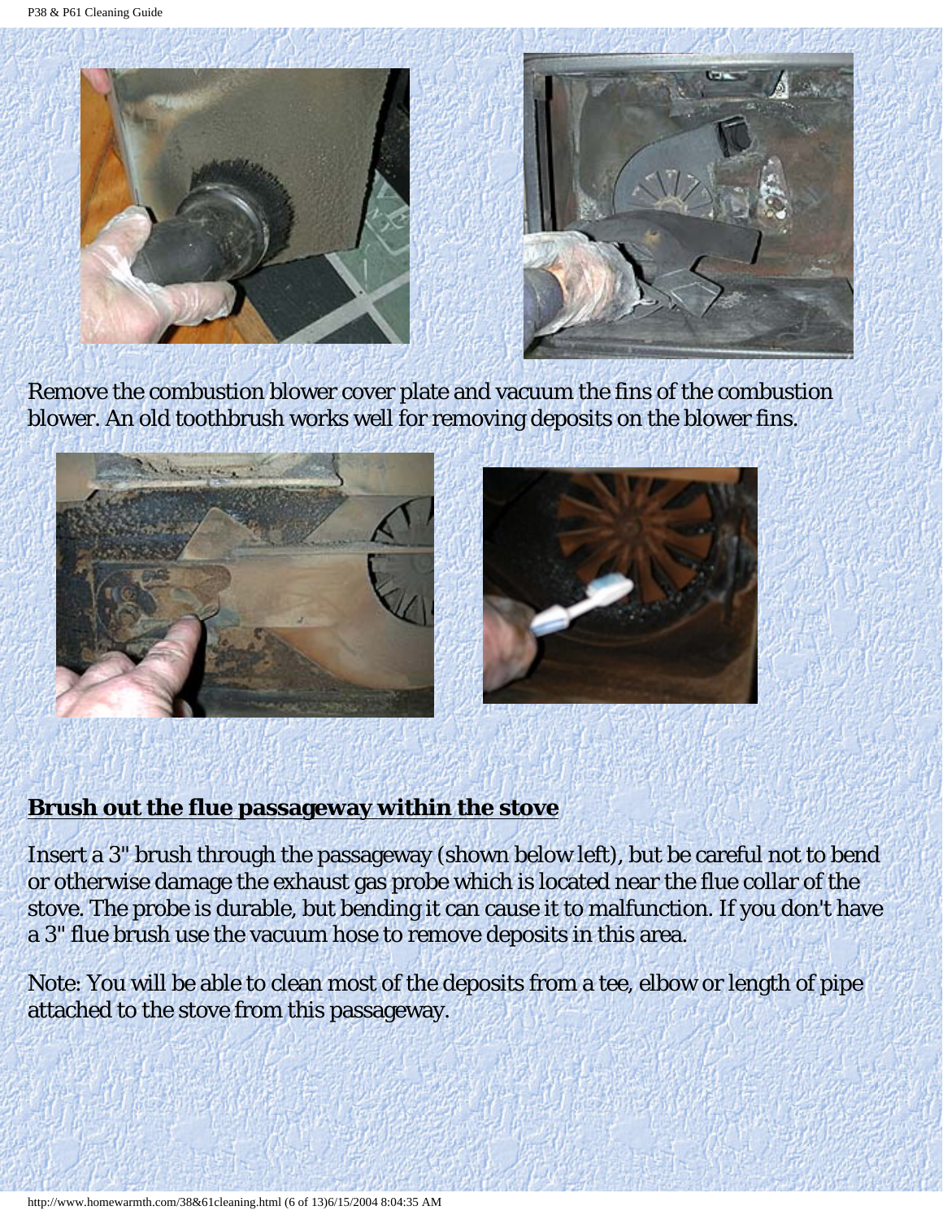Remove the combustion blower cover plate and vacuum the fins of the combustion blower. An old toothbrush works well for removing deposits on the blower fins.

**Brush out the flue passageway within the stove**

Insert a 3" brush through the passageway (shown below left), but be careful not to bend or otherwise damage the exhaust gas probe which is located near the flue collar of the stove. The probe is durable, but bending it can cause it to malfunction. If you don't have a 3" flue brush use the vacuum hose to remove deposits in this area.

Note: You will be able to clean most of the deposits from a tee, elbow or length of pipe attached to the stove from this passageway.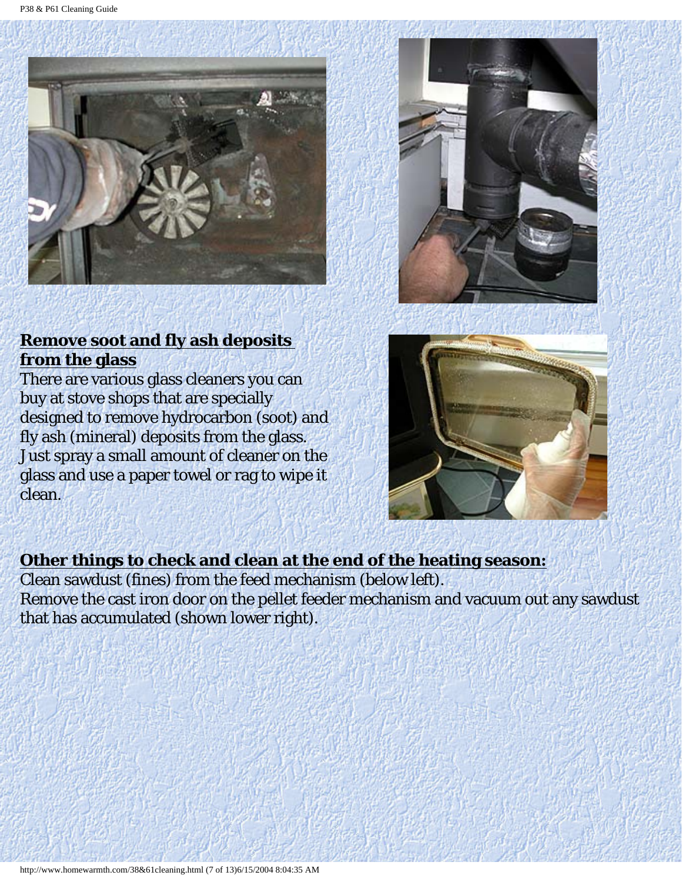## Remove soot and fly ash deposits from the glass

There are various glass cleaners you can buy at stove shops that are specially designed to remove hydrocarbon (soot) and fly ash (mineral) deposits from the glass. Just spray a small amount of cleaner on the glass and use a paper towel or rag to wipe it clean.

## Other things to check and clean at the end of the heating season:

Clean sawdust (fines) from the feed mechanism (below left).
Remove the cast iron door on the pellet feeder mechanism and vacuum out any sawdust that has accumulated (shown lower right).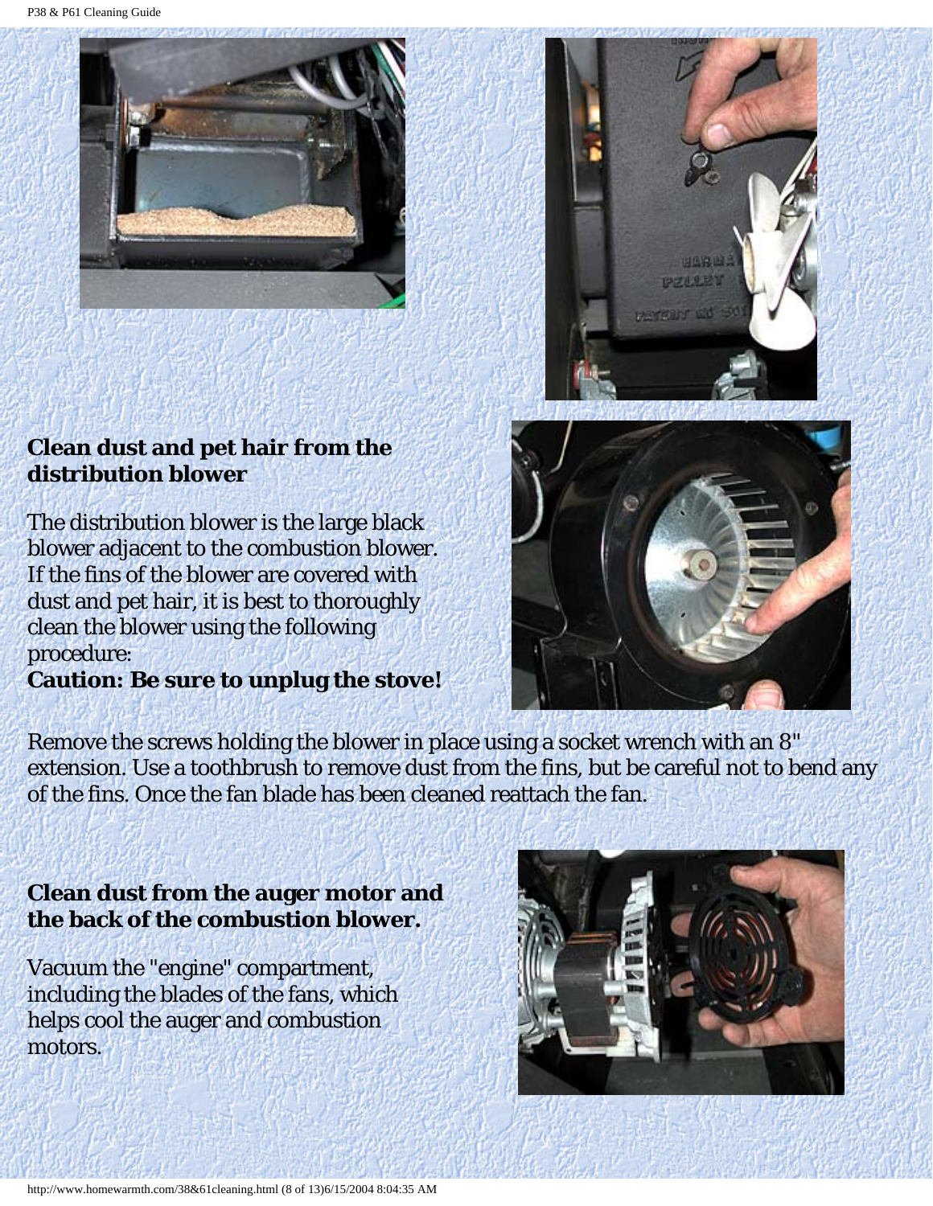## Clean dust and pet hair from the distribution blower

The distribution blower is the large black blower adjacent to the combustion blower. If the fins of the blower are covered with dust and pet hair, it is best to thoroughly clean the blower using the following procedure:

**Caution: Be sure to unplug the stove!**

Remove the screws holding the blower in place using a socket wrench with an 8" extension. Use a toothbrush to remove dust from the fins, but be careful not to bend any of the fins. Once the fan blade has been cleaned reattach the fan.

## Clean dust from the auger motor and the back of the combustion blower.

Vacuum the "engine" compartment, including the blades of the fans, which helps cool the auger and combustion motors.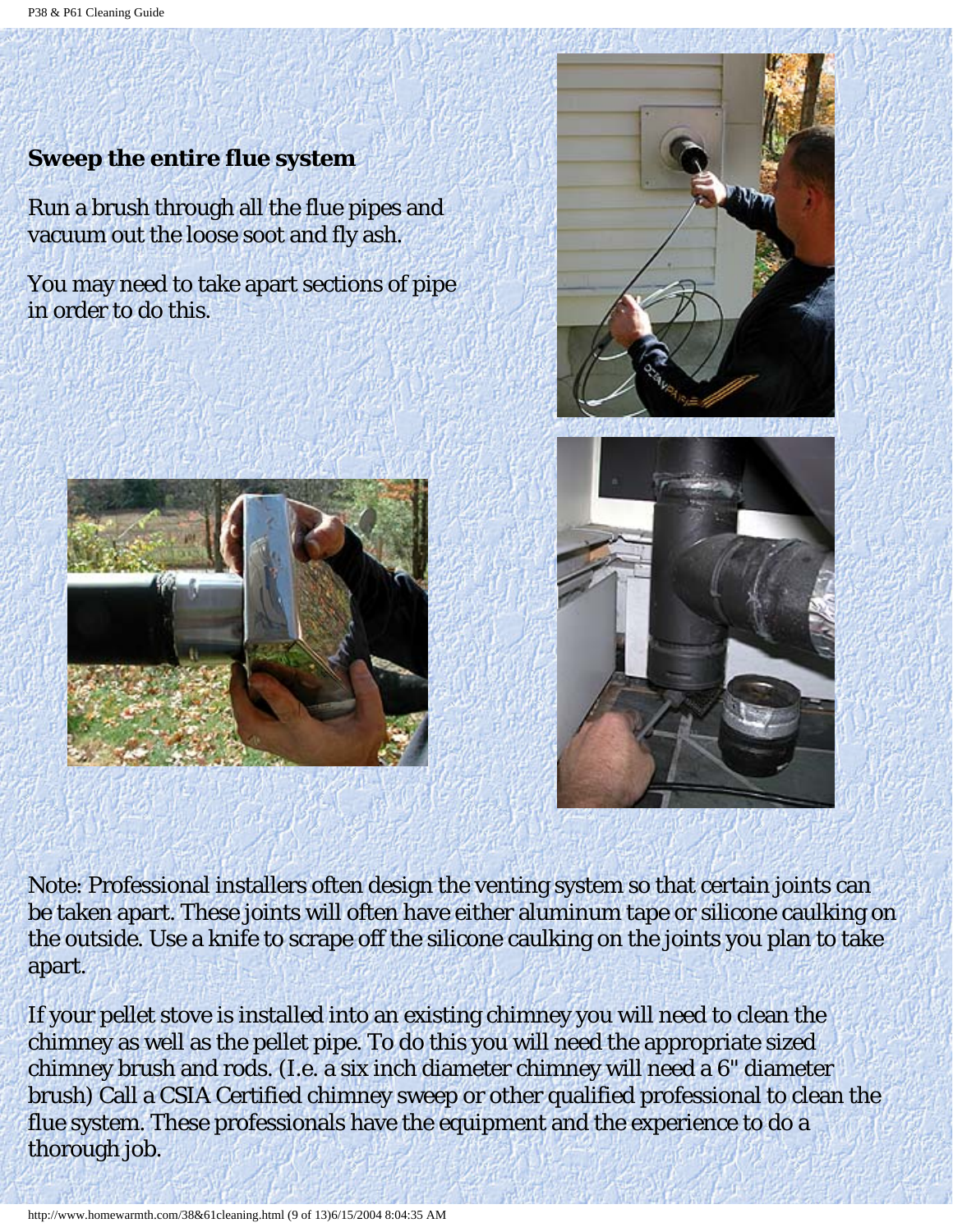**Sweep the entire flue system**

Run a brush through all the flue pipes and vacuum out the loose soot and fly ash.

You may need to take apart sections of pipe in order to do this.

Note: Professional installers often design the venting system so that certain joints can be taken apart. These joints will often have either aluminum tape or silicone caulking on the outside. Use a knife to scrape off the silicone caulking on the joints you plan to take apart.

If your pellet stove is installed into an existing chimney you will need to clean the chimney as well as the pellet pipe. To do this you will need the appropriate sized chimney brush and rods. (I.e. a six inch diameter chimney will need a 6" diameter brush) Call a CSIA Certified chimney sweep or other qualified professional to clean the flue system. These professionals have the equipment and the experience to do a thorough job.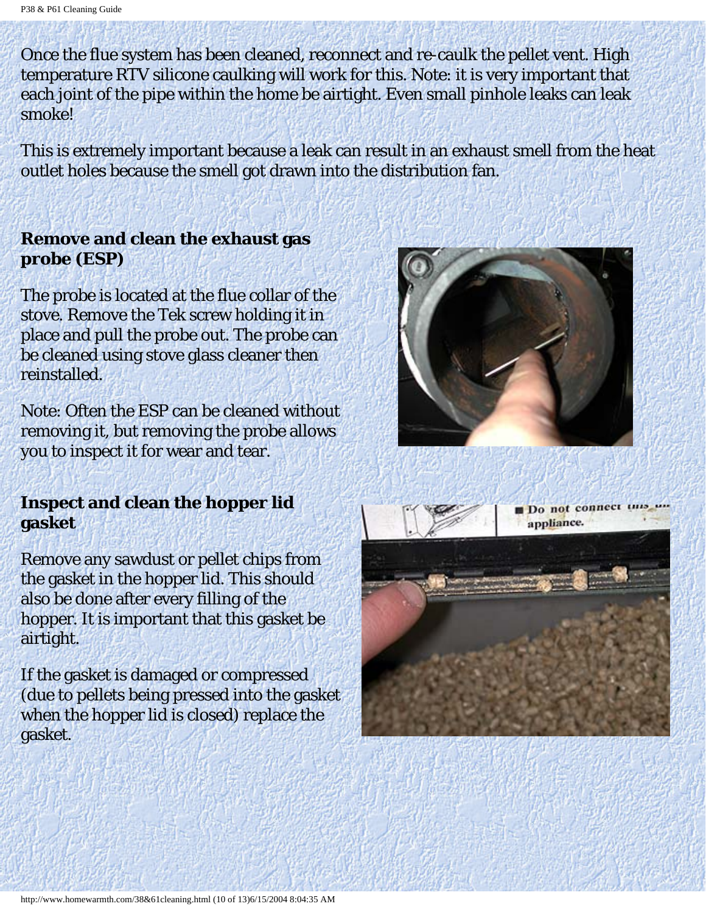Once the flue system has been cleaned, reconnect and re-caulk the pellet vent. High temperature RTV silicone caulking will work for this. Note: it is very important that each joint of the pipe within the home be airtight. Even small pinhole leaks can leak smoke!

This is extremely important because a leak can result in an exhaust smell from the heat outlet holes because the smell got drawn into the distribution fan.

### Remove and clean the exhaust gas probe (ESP)

The probe is located at the flue collar of the stove. Remove the Tek screw holding it in place and pull the probe out. The probe can be cleaned using stove glass cleaner then reinstalled.

Note: Often the ESP can be cleaned without removing it, but removing the probe allows you to inspect it for wear and tear.

### Inspect and clean the hopper lid gasket

Remove any sawdust or pellet chips from the gasket in the hopper lid. This should also be done after every filling of the hopper. It is important that this gasket be airtight.

If the gasket is damaged or compressed (due to pellets being pressed into the gasket when the hopper lid is closed) replace the gasket.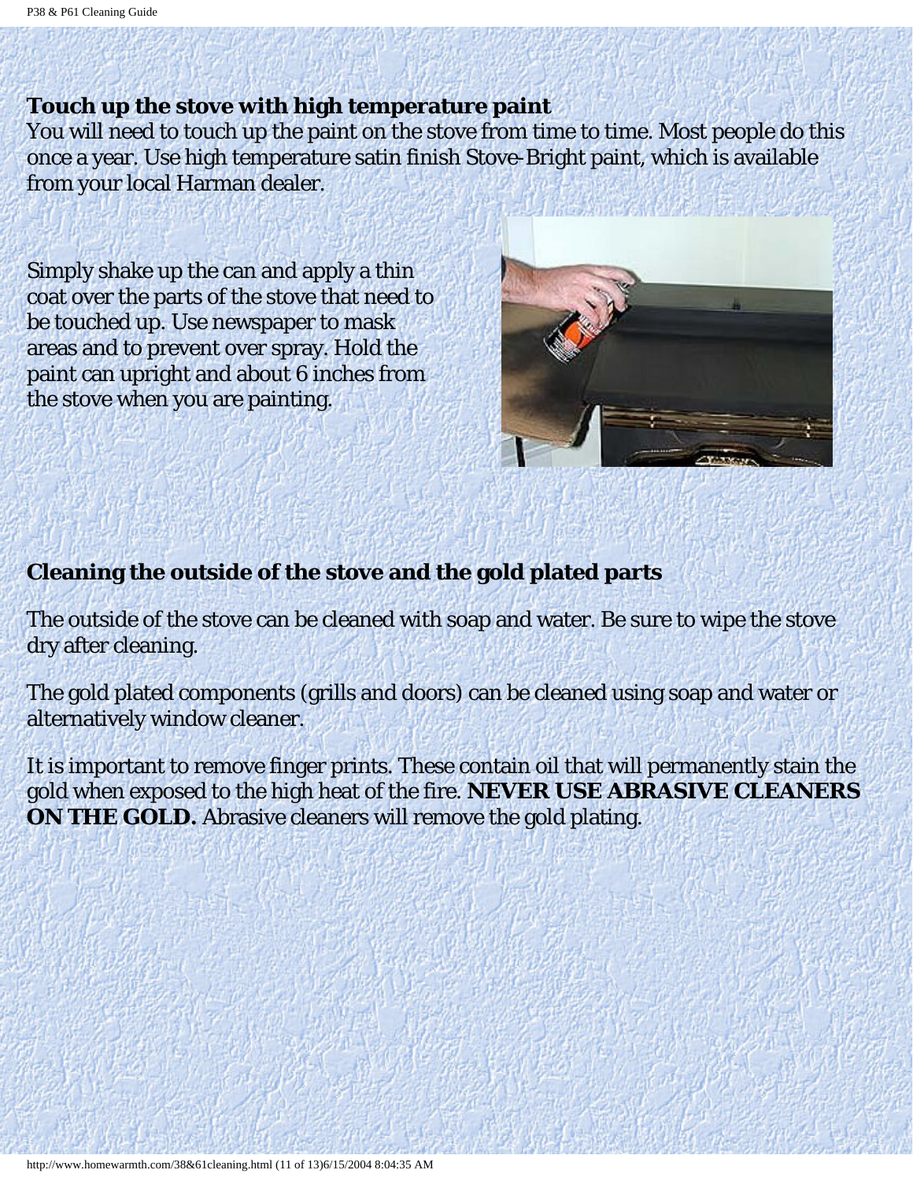**Touch up the stove with high temperature paint**

You will need to touch up the paint on the stove from time to time. Most people do this once a year. Use high temperature satin finish Stove-Bright paint, which is available from your local Harman dealer.

Simply shake up the can and apply a thin coat over the parts of the stove that need to be touched up. Use newspaper to mask areas and to prevent over spray. Hold the paint can upright and about 6 inches from the stove when you are painting.

**Cleaning the outside of the stove and the gold plated parts**

The outside of the stove can be cleaned with soap and water. Be sure to wipe the stove dry after cleaning.

The gold plated components (grills and doors) can be cleaned using soap and water or alternatively window cleaner.

It is important to remove finger prints. These contain oil that will permanently stain the gold when exposed to the high heat of the fire. **NEVER USE ABRASIVE CLEANERS ON THE GOLD.** Abrasive cleaners will remove the gold plating.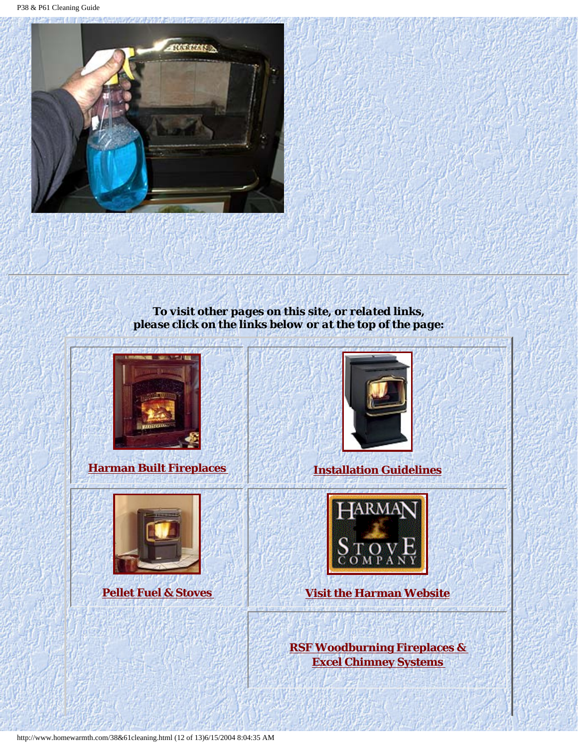---

***To visit other pages on this site, or related links, please click on the links below or at the top of the page:***

| | |
|---|---|
| **Harman Built Fireplaces** | **Installation Guidelines** |
| **Pellet Fuel & Stoves** | **Visit the Harman Website** |
| | **RSF Woodburning Fireplaces & Excel Chimney Systems** |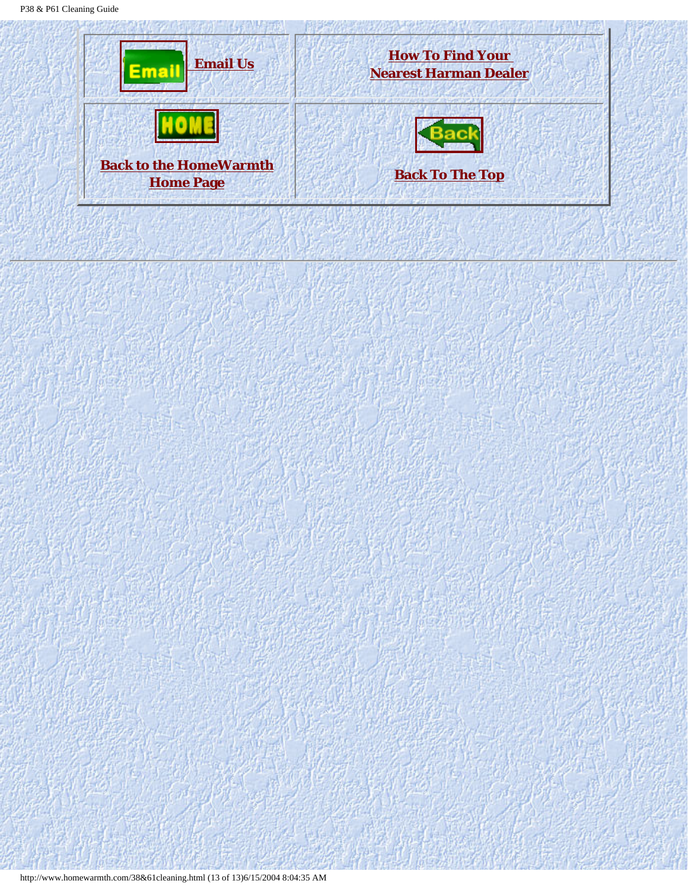| | |
|---|---|
| Email Us | How To Find Your Nearest Harman Dealer |
| Back to the HomeWarmth Home Page | Back To The Top |